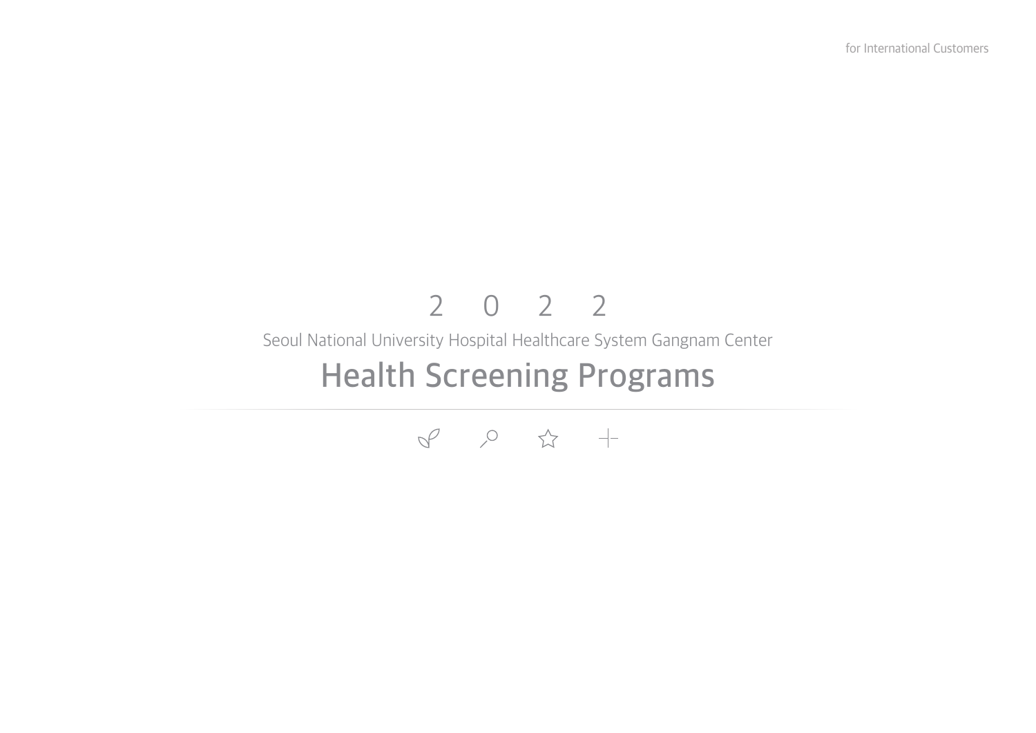for International Customers

2022

Seoul National University Hospital Healthcare System Gangnam Center

# Health Screening Programs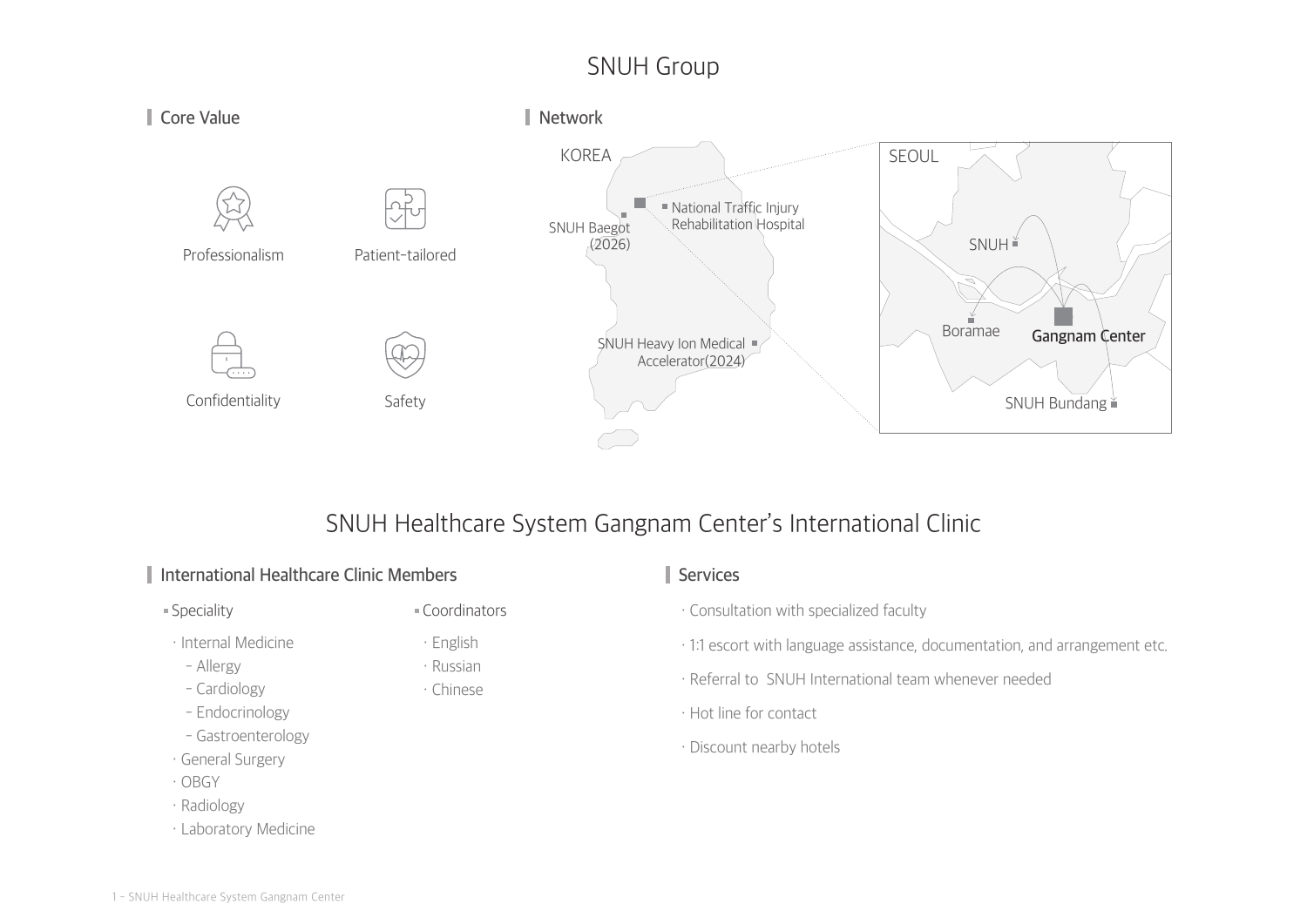# SNUH Group

## Core Value

- Professionalism
- Patient-tailored
- Confidentiality
- Safety

## Network

KOREA

- SNUH Baegot (2026)
- National Traffic Injury Rehabilitation Hospital
- SNUH Heavy Ion Medical Accelerator(2024)

SEOUL

- SNUH
- Boramae
- Gangnam Center
- SNUH Bundang

# SNUH Healthcare System Gangnam Center's International Clinic

## International Healthcare Clinic Members

**Speciality**

- Internal Medicine
  - Allergy
  - Cardiology
  - Endocrinology
  - Gastroenterology
- General Surgery
- OBGY
- Radiology
- Laboratory Medicine

**Coordinators**

- English
- Russian
- Chinese

## Services

- Consultation with specialized faculty
- 1:1 escort with language assistance, documentation, and arrangement etc.
- Referral to SNUH International team whenever needed
- Hot line for contact
- Discount nearby hotels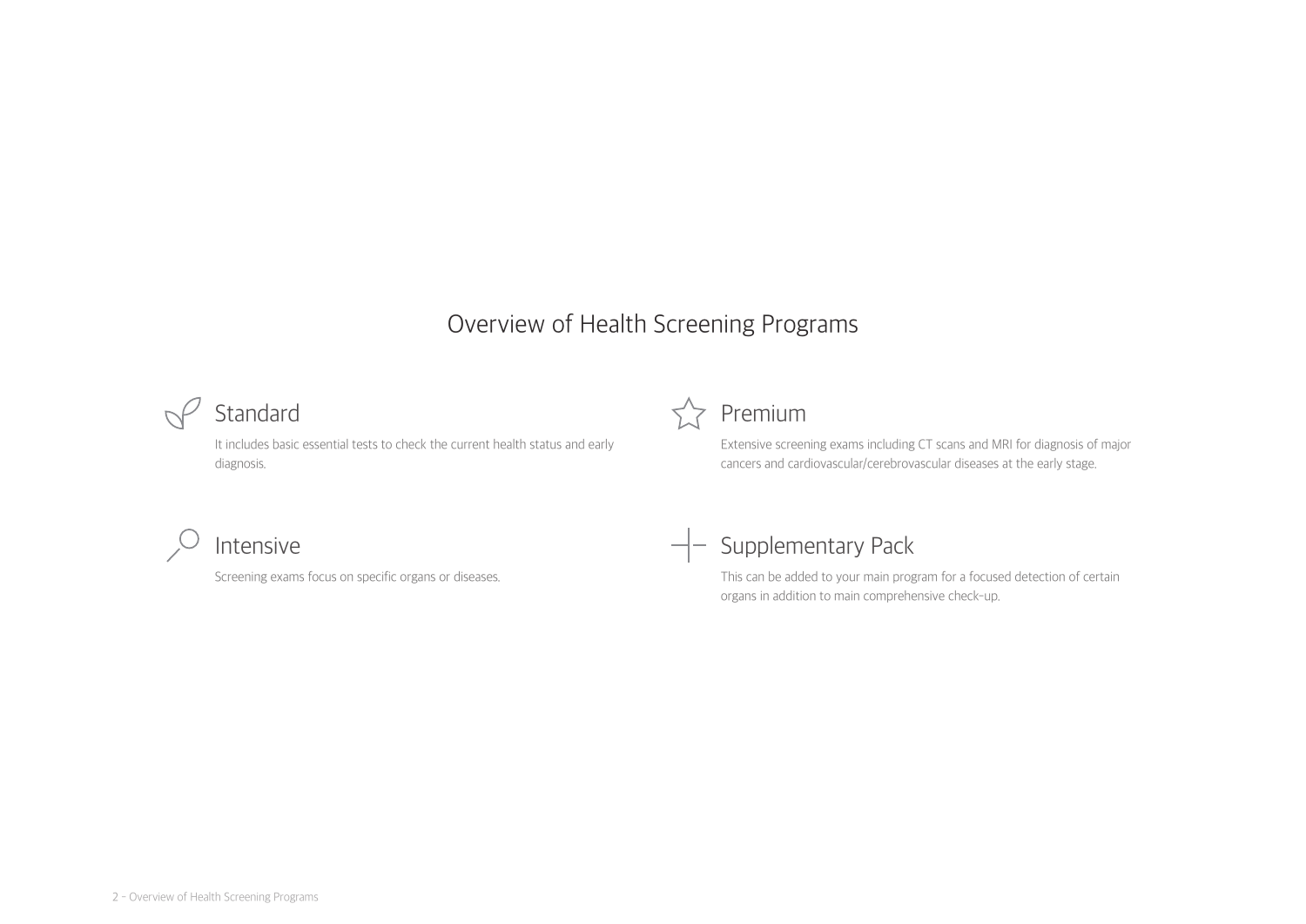# Overview of Health Screening Programs

## Standard

It includes basic essential tests to check the current health status and early diagnosis.

## Premium

Extensive screening exams including CT scans and MRI for diagnosis of major cancers and cardiovascular/cerebrovascular diseases at the early stage.

## Intensive

Screening exams focus on specific organs or diseases.

## Supplementary Pack

This can be added to your main program for a focused detection of certain organs in addition to main comprehensive check-up.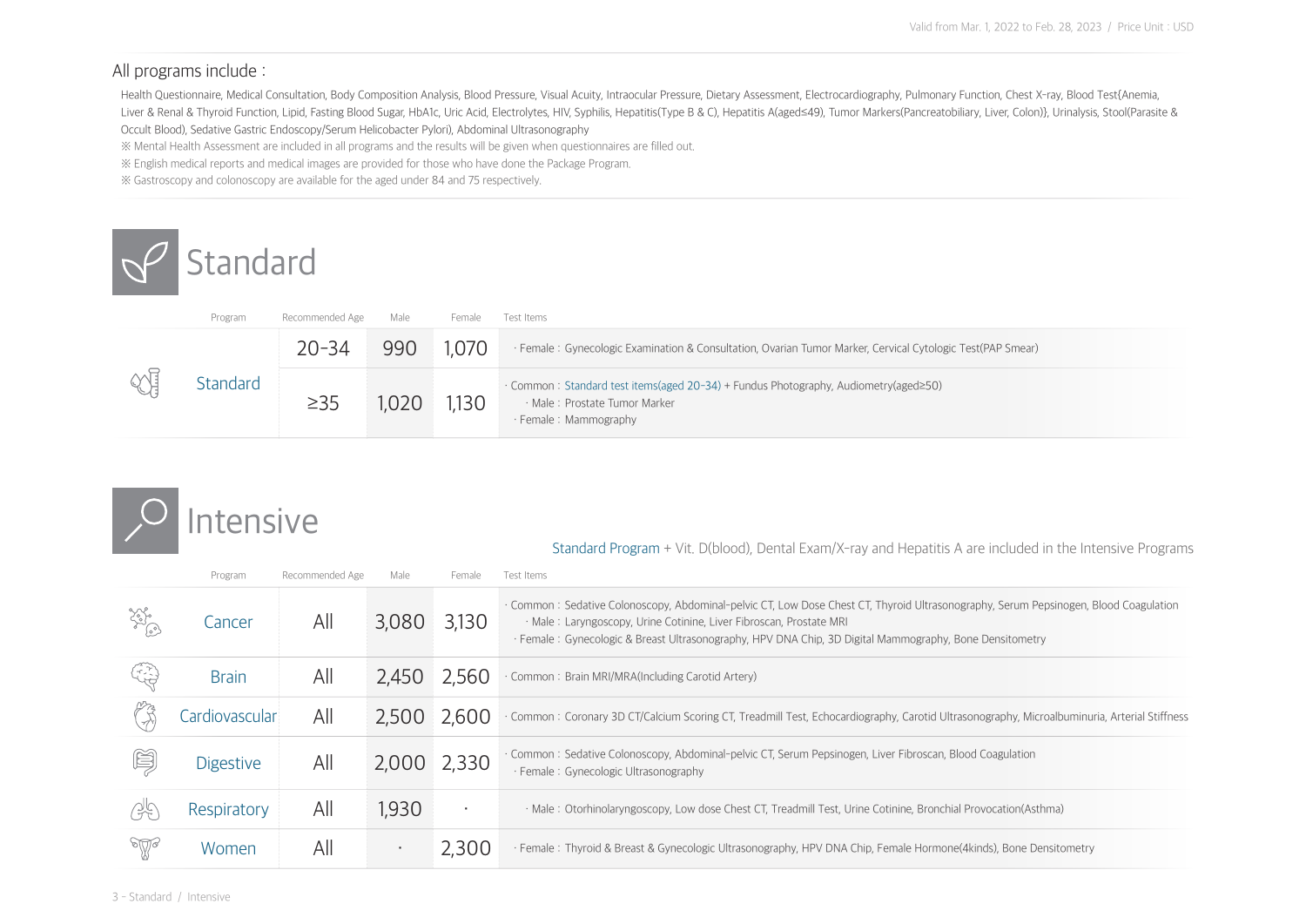Valid from Mar. 1, 2022 to Feb. 28, 2023 / Price Unit : USD

## All programs include :

Health Questionnaire, Medical Consultation, Body Composition Analysis, Blood Pressure, Visual Acuity, Intraocular Pressure, Dietary Assessment, Electrocardiography, Pulmonary Function, Chest X-ray, Blood Test(Anemia, Liver & Renal & Thyroid Function, Lipid, Fasting Blood Sugar, HbA1c, Uric Acid, Electrolytes, HIV, Syphilis, Hepatitis(Type B & C), Hepatitis A(aged≤49), Tumor Markers(Pancreatobiliary, Liver, Colon)), Urinalysis, Stool(Parasite & Occult Blood), Sedative Gastric Endoscopy/Serum Helicobacter Pylori), Abdominal Ultrasonography

※ Mental Health Assessment are included in all programs and the results will be given when questionnaires are filled out.
※ English medical reports and medical images are provided for those who have done the Package Program.
※ Gastroscopy and colonoscopy are available for the aged under 84 and 75 respectively.

# Standard

| Program | Recommended Age | Male | Female | Test Items |
|---|---|---|---|---|
| Standard | 20-34 | 990 | 1,070 | · Female : Gynecologic Examination & Consultation, Ovarian Tumor Marker, Cervical Cytologic Test(PAP Smear) |
| | ≥35 | 1,020 | 1,130 | · Common : Standard test items(aged 20-34) + Fundus Photography, Audiometry(aged≥50)<br>· Male : Prostate Tumor Marker<br>· Female : Mammography |

# Intensive

Standard Program + Vit. D(blood), Dental Exam/X-ray and Hepatitis A are included in the Intensive Programs

| Program | Recommended Age | Male | Female | Test Items |
|---|---|---|---|---|
| Cancer | All | 3,080 | 3,130 | · Common : Sedative Colonoscopy, Abdominal-pelvic CT, Low Dose Chest CT, Thyroid Ultrasonography, Serum Pepsinogen, Blood Coagulation<br>· Male : Laryngoscopy, Urine Cotinine, Liver Fibroscan, Prostate MRI<br>· Female : Gynecologic & Breast Ultrasonography, HPV DNA Chip, 3D Digital Mammography, Bone Densitometry |
| Brain | All | 2,450 | 2,560 | · Common : Brain MRI/MRA(Including Carotid Artery) |
| Cardiovascular | All | 2,500 | 2,600 | · Common : Coronary 3D CT/Calcium Scoring CT, Treadmill Test, Echocardiography, Carotid Ultrasonography, Microalbuminuria, Arterial Stiffness |
| Digestive | All | 2,000 | 2,330 | · Common : Sedative Colonoscopy, Abdominal-pelvic CT, Serum Pepsinogen, Liver Fibroscan, Blood Coagulation<br>· Female : Gynecologic Ultrasonography |
| Respiratory | All | 1,930 | · | · Male : Otorhinolaryngoscopy, Low dose Chest CT, Treadmill Test, Urine Cotinine, Bronchial Provocation(Asthma) |
| Women | All | · | 2,300 | · Female : Thyroid & Breast & Gynecologic Ultrasonography, HPV DNA Chip, Female Hormone(4kinds), Bone Densitometry |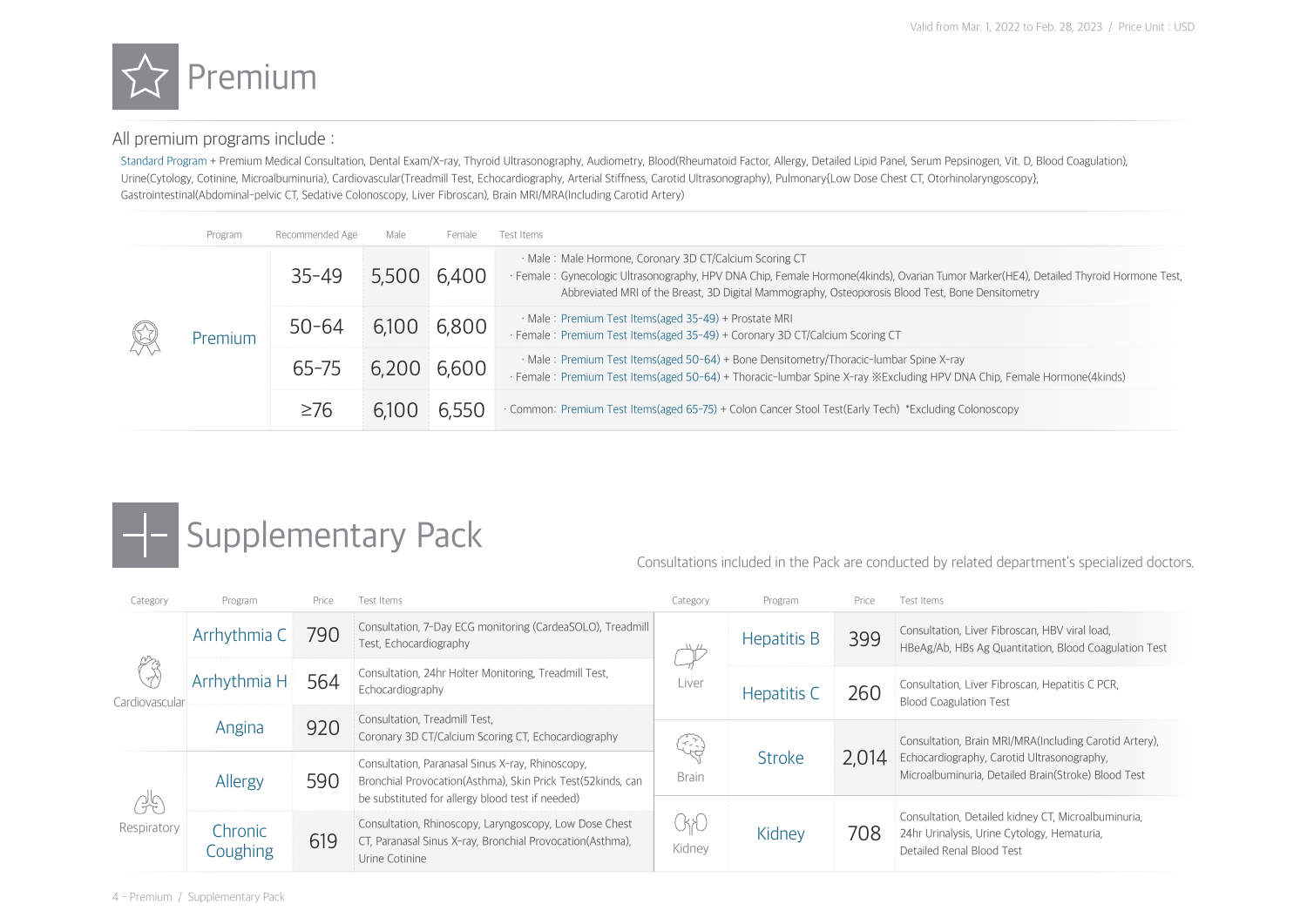Valid from Mar. 1, 2022 to Feb. 28, 2023 / Price Unit : USD

# Premium

## All premium programs include :

Standard Program + Premium Medical Consultation, Dental Exam/X-ray, Thyroid Ultrasonography, Audiometry, Blood(Rheumatoid Factor, Allergy, Detailed Lipid Panel, Serum Pepsinogen, Vit. D, Blood Coagulation), Urine(Cytology, Cotinine, Microalbuminuria), Cardiovascular(Treadmill Test, Echocardiography, Arterial Stiffness, Carotid Ultrasonography), Pulmonary{Low Dose Chest CT, Otorhinolaryngoscopy}, Gastrointestinal(Abdominal-pelvic CT, Sedative Colonoscopy, Liver Fibroscan), Brain MRI/MRA(Including Carotid Artery)

| Program | Recommended Age | Male | Female | Test Items |
|---|---|---|---|---|
| Premium | 35-49 | 5,500 | 6,400 | · Male : Male Hormone, Coronary 3D CT/Calcium Scoring CT<br>· Female : Gynecologic Ultrasonography, HPV DNA Chip, Female Hormone(4kinds), Ovarian Tumor Marker(HE4), Detailed Thyroid Hormone Test, Abbreviated MRI of the Breast, 3D Digital Mammography, Osteoporosis Blood Test, Bone Densitometry |
| | 50-64 | 6,100 | 6,800 | · Male : Premium Test Items(aged 35-49) + Prostate MRI<br>· Female : Premium Test Items(aged 35-49) + Coronary 3D CT/Calcium Scoring CT |
| | 65-75 | 6,200 | 6,600 | · Male : Premium Test Items(aged 50-64) + Bone Densitometry/Thoracic-lumbar Spine X-ray<br>· Female : Premium Test Items(aged 50-64) + Thoracic-lumbar Spine X-ray ※Excluding HPV DNA Chip, Female Hormone(4kinds) |
| | ≥76 | 6,100 | 6,550 | · Common: Premium Test Items(aged 65-75) + Colon Cancer Stool Test(Early Tech) *Excluding Colonoscopy |

# Supplementary Pack

Consultations included in the Pack are conducted by related department's specialized doctors.

| Category | Program | Price | Test Items |
|---|---|---|---|
| Cardiovascular | Arrhythmia C | 790 | Consultation, 7-Day ECG monitoring (CardeaSOLO), Treadmill Test, Echocardiography |
| | Arrhythmia H | 564 | Consultation, 24hr Holter Monitoring, Treadmill Test, Echocardiography |
| | Angina | 920 | Consultation, Treadmill Test, Coronary 3D CT/Calcium Scoring CT, Echocardiography |
| Respiratory | Allergy | 590 | Consultation, Paranasal Sinus X-ray, Rhinoscopy, Bronchial Provocation(Asthma), Skin Prick Test(52kinds, can be substituted for allergy blood test if needed) |
| | Chronic Coughing | 619 | Consultation, Rhinoscopy, Laryngoscopy, Low Dose Chest CT, Paranasal Sinus X-ray, Bronchial Provocation(Asthma), Urine Cotinine |
| Liver | Hepatitis B | 399 | Consultation, Liver Fibroscan, HBV viral load, HBeAg/Ab, HBs Ag Quantitation, Blood Coagulation Test |
| | Hepatitis C | 260 | Consultation, Liver Fibroscan, Hepatitis C PCR, Blood Coagulation Test |
| Brain | Stroke | 2,014 | Consultation, Brain MRI/MRA(Including Carotid Artery), Echocardiography, Carotid Ultrasonography, Microalbuminuria, Detailed Brain(Stroke) Blood Test |
| Kidney | Kidney | 708 | Consultation, Detailed kidney CT, Microalbuminuria, 24hr Urinalysis, Urine Cytology, Hematuria, Detailed Renal Blood Test |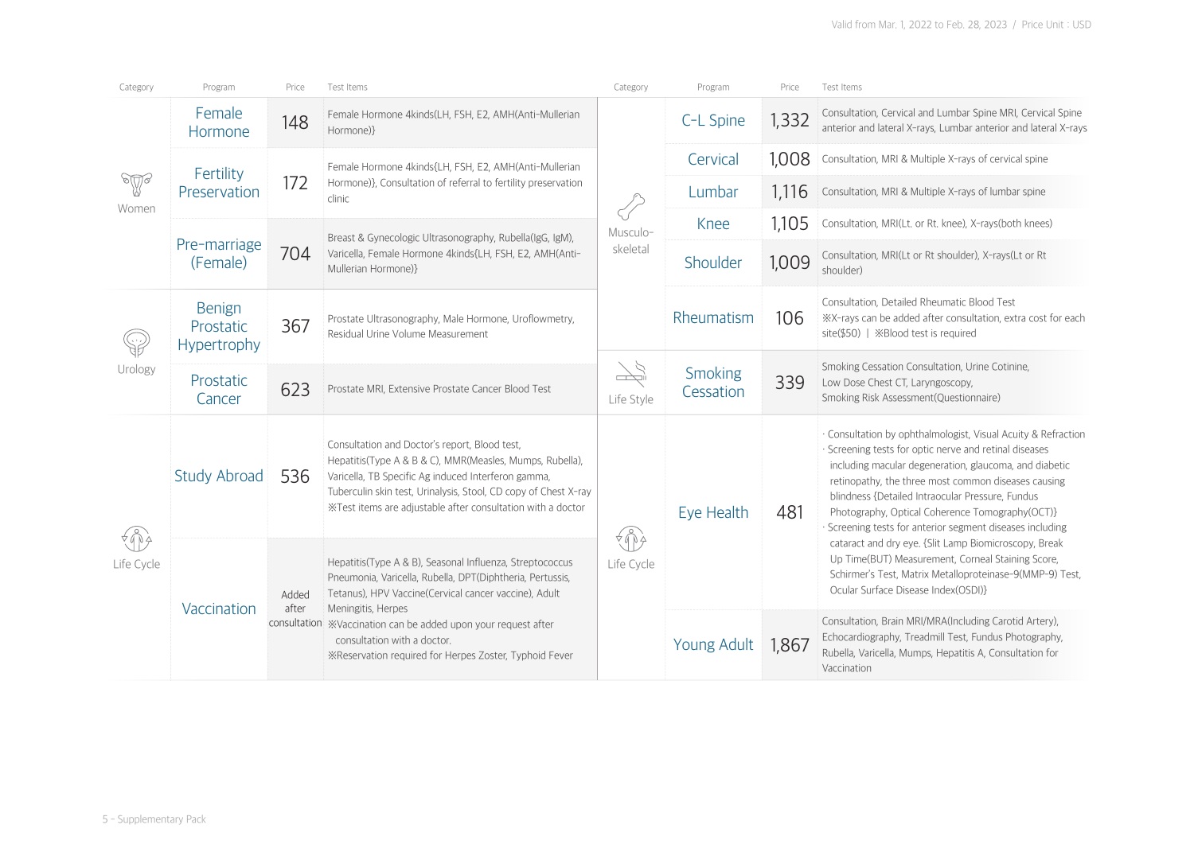Valid from Mar. 1, 2022 to Feb. 28, 2023 / Price Unit : USD

| Category | Program | Price | Test Items |
|---|---|---|---|
| Women | Female Hormone | 148 | Female Hormone 4kinds{LH, FSH, E2, AMH(Anti-Mullerian Hormone)} |
| | Fertility Preservation | 172 | Female Hormone 4kinds{LH, FSH, E2, AMH(Anti-Mullerian Hormone)}, Consultation of referral to fertility preservation clinic |
| | Pre-marriage (Female) | 704 | Breast & Gynecologic Ultrasonography, Rubella(IgG, IgM), Varicella, Female Hormone 4kinds{LH, FSH, E2, AMH(Anti-Mullerian Hormone)} |
| Urology | Benign Prostatic Hypertrophy | 367 | Prostate Ultrasonography, Male Hormone, Uroflowmetry, Residual Urine Volume Measurement |
| | Prostatic Cancer | 623 | Prostate MRI, Extensive Prostate Cancer Blood Test |
| Life Cycle | Study Abroad | 536 | Consultation and Doctor's report, Blood test, Hepatitis(Type A & B & C), MMR(Measles, Mumps, Rubella), Varicella, TB Specific Ag induced Interferon gamma, Tuberculin skin test, Urinalysis, Stool, CD copy of Chest X-ray ※Test items are adjustable after consultation with a doctor |
| | Vaccination | Added after consultation | Hepatitis(Type A & B), Seasonal Influenza, Streptococcus Pneumonia, Varicella, Rubella, DPT(Diphtheria, Pertussis, Tetanus), HPV Vaccine(Cervical cancer vaccine), Adult Meningitis, Herpes ※Vaccination can be added upon your request after consultation with a doctor. ※Reservation required for Herpes Zoster, Typhoid Fever |

| Category | Program | Price | Test Items |
|---|---|---|---|
| Musculo-skeletal | C-L Spine | 1,332 | Consultation, Cervical and Lumbar Spine MRI, Cervical Spine anterior and lateral X-rays, Lumbar anterior and lateral X-rays |
| | Cervical | 1,008 | Consultation, MRI & Multiple X-rays of cervical spine |
| | Lumbar | 1,116 | Consultation, MRI & Multiple X-rays of lumbar spine |
| | Knee | 1,105 | Consultation, MRI(Lt. or Rt. knee), X-rays(both knees) |
| | Shoulder | 1,009 | Consultation, MRI(Lt or Rt shoulder), X-rays(Lt or Rt shoulder) |
| | Rheumatism | 106 | Consultation, Detailed Rheumatic Blood Test ※X-rays can be added after consultation, extra cost for each site($50) \| ※Blood test is required |
| Life Style | Smoking Cessation | 339 | Smoking Cessation Consultation, Urine Cotinine, Low Dose Chest CT, Laryngoscopy, Smoking Risk Assessment(Questionnaire) |
| Life Cycle | Eye Health | 481 | · Consultation by ophthalmologist, Visual Acuity & Refraction<br>· Screening tests for optic nerve and retinal diseases including macular degeneration, glaucoma, and diabetic retinopathy, the three most common diseases causing blindness {Detailed Intraocular Pressure, Fundus Photography, Optical Coherence Tomography(OCT)}<br>· Screening tests for anterior segment diseases including cataract and dry eye. {Slit Lamp Biomicroscopy, Break Up Time(BUT) Measurement, Corneal Staining Score, Schirmer's Test, Matrix Metalloproteinase-9(MMP-9) Test, Ocular Surface Disease Index(OSDI)} |
| | Young Adult | 1,867 | Consultation, Brain MRI/MRA(Including Carotid Artery), Echocardiography, Treadmill Test, Fundus Photography, Rubella, Varicella, Mumps, Hepatitis A, Consultation for Vaccination |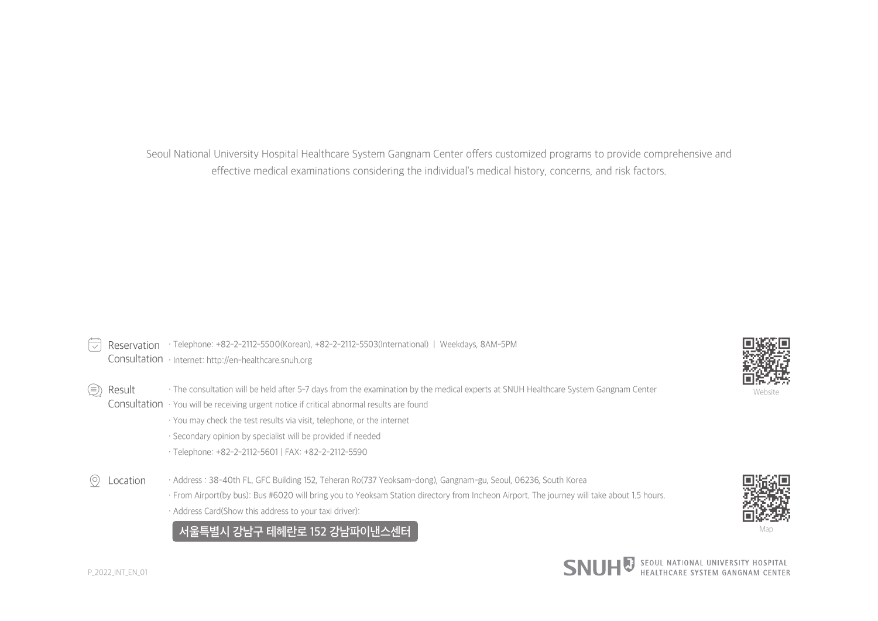Seoul National University Hospital Healthcare System Gangnam Center offers customized programs to provide comprehensive and effective medical examinations considering the individual's medical history, concerns, and risk factors.

**Reservation Consultation**

- Telephone: +82-2-2112-5500(Korean), +82-2-2112-5503(International) | Weekdays, 8AM-5PM
- Internet: http://en-healthcare.snuh.org

Website

**Result Consultation**

- The consultation will be held after 5-7 days from the examination by the medical experts at SNUH Healthcare System Gangnam Center
- You will be receiving urgent notice if critical abnormal results are found
- You may check the test results via visit, telephone, or the internet
- Secondary opinion by specialist will be provided if needed
- Telephone: +82-2-2112-5601 | FAX: +82-2-2112-5590

**Location**

- Address : 38-40th FL, GFC Building 152, Teheran Ro(737 Yeoksam-dong), Gangnam-gu, Seoul, 06236, South Korea
- From Airport(by bus): Bus #6020 will bring you to Yeoksam Station directory from Incheon Airport. The journey will take about 1.5 hours.
- Address Card(Show this address to your taxi driver):

서울특별시 강남구 테헤란로 152 강남파이낸스센터

Map

P_2022_INT_EN_01

SNUH SEOUL NATIONAL UNIVERSITY HOSPITAL HEALTHCARE SYSTEM GANGNAM CENTER